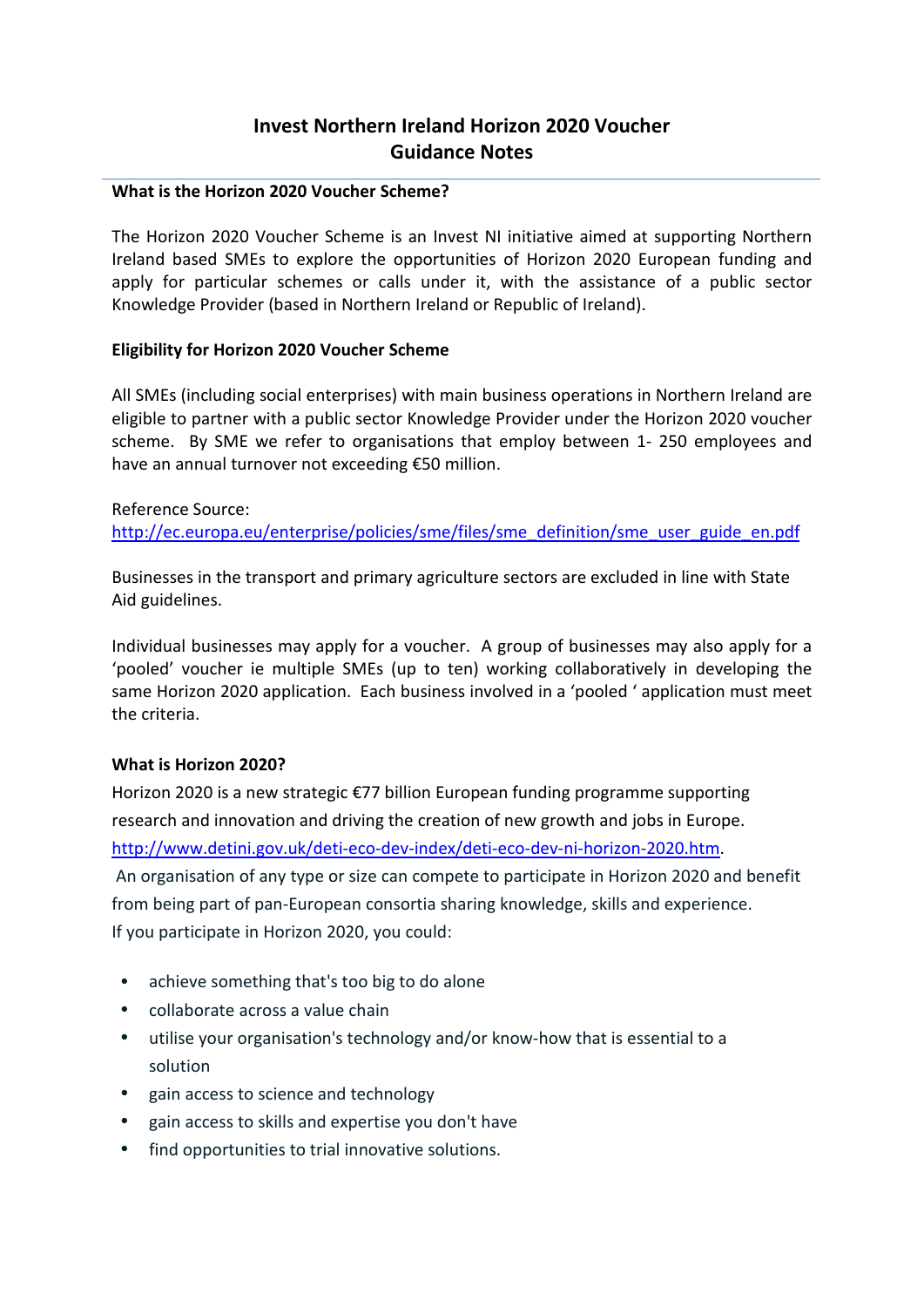# Invest Northern Ireland Horizon 2020 Voucher
# Guidance Notes

---

### What is the Horizon 2020 Voucher Scheme?

The Horizon 2020 Voucher Scheme is an Invest NI initiative aimed at supporting Northern Ireland based SMEs to explore the opportunities of Horizon 2020 European funding and apply for particular schemes or calls under it, with the assistance of a public sector Knowledge Provider (based in Northern Ireland or Republic of Ireland).

### Eligibility for Horizon 2020 Voucher Scheme

All SMEs (including social enterprises) with main business operations in Northern Ireland are eligible to partner with a public sector Knowledge Provider under the Horizon 2020 voucher scheme. By SME we refer to organisations that employ between 1- 250 employees and have an annual turnover not exceeding €50 million.

Reference Source:
[http://ec.europa.eu/enterprise/policies/sme/files/sme_definition/sme_user_guide_en.pdf](http://ec.europa.eu/enterprise/policies/sme/files/sme_definition/sme_user_guide_en.pdf)

Businesses in the transport and primary agriculture sectors are excluded in line with State Aid guidelines.

Individual businesses may apply for a voucher. A group of businesses may also apply for a 'pooled' voucher ie multiple SMEs (up to ten) working collaboratively in developing the same Horizon 2020 application. Each business involved in a 'pooled ' application must meet the criteria.

### What is Horizon 2020?

Horizon 2020 is a new strategic €77 billion European funding programme supporting research and innovation and driving the creation of new growth and jobs in Europe.
[http://www.detini.gov.uk/deti-eco-dev-index/deti-eco-dev-ni-horizon-2020.htm](http://www.detini.gov.uk/deti-eco-dev-index/deti-eco-dev-ni-horizon-2020.htm).
An organisation of any type or size can compete to participate in Horizon 2020 and benefit from being part of pan-European consortia sharing knowledge, skills and experience.
If you participate in Horizon 2020, you could:

- achieve something that's too big to do alone
- collaborate across a value chain
- utilise your organisation's technology and/or know-how that is essential to a solution
- gain access to science and technology
- gain access to skills and expertise you don't have
- find opportunities to trial innovative solutions.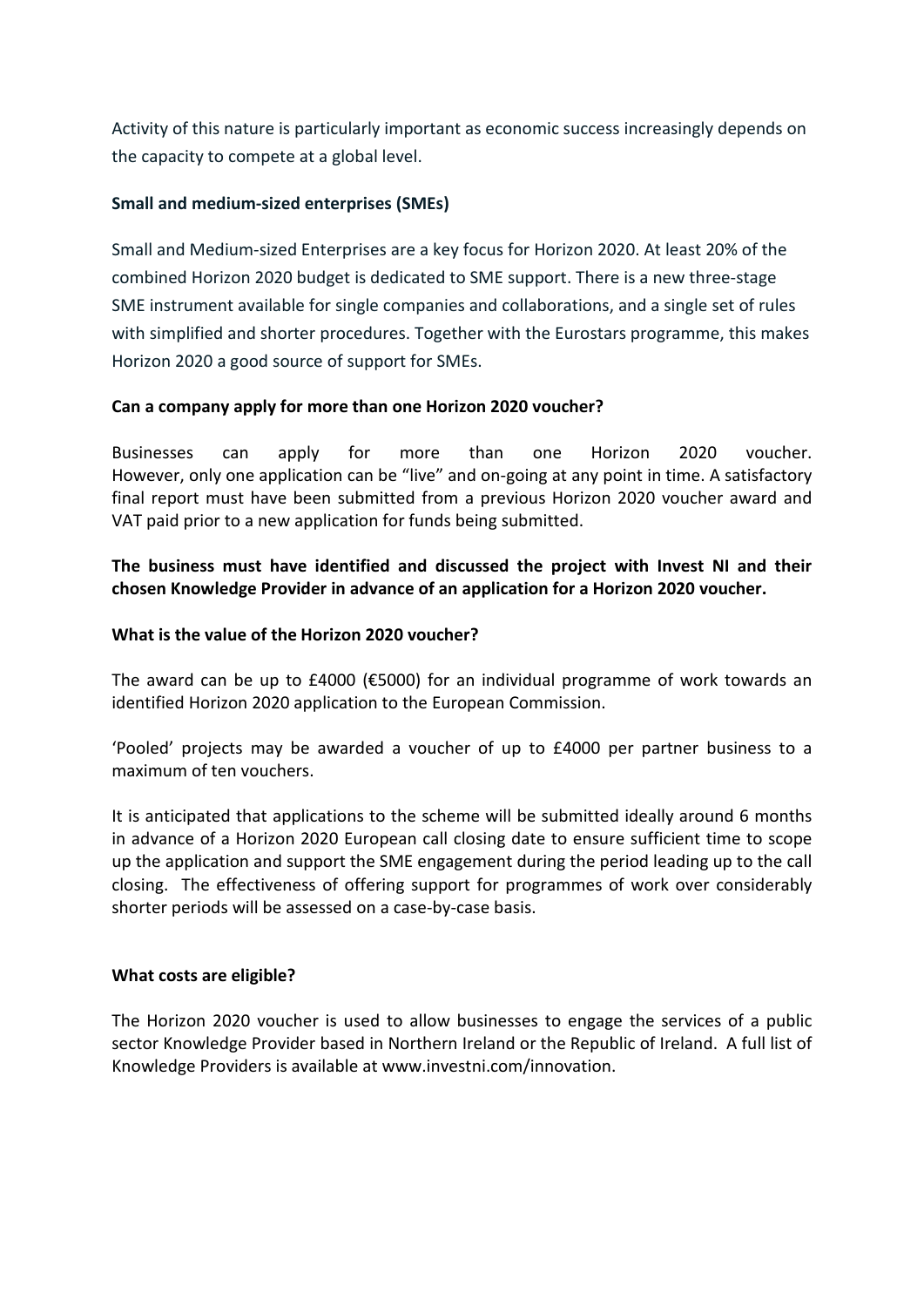Activity of this nature is particularly important as economic success increasingly depends on the capacity to compete at a global level.

**Small and medium-sized enterprises (SMEs)**

Small and Medium-sized Enterprises are a key focus for Horizon 2020. At least 20% of the combined Horizon 2020 budget is dedicated to SME support. There is a new three-stage SME instrument available for single companies and collaborations, and a single set of rules with simplified and shorter procedures. Together with the Eurostars programme, this makes Horizon 2020 a good source of support for SMEs.

**Can a company apply for more than one Horizon 2020 voucher?**

Businesses can apply for more than one Horizon 2020 voucher. However, only one application can be "live" and on-going at any point in time. A satisfactory final report must have been submitted from a previous Horizon 2020 voucher award and VAT paid prior to a new application for funds being submitted.

**The business must have identified and discussed the project with Invest NI and their chosen Knowledge Provider in advance of an application for a Horizon 2020 voucher.**

**What is the value of the Horizon 2020 voucher?**

The award can be up to £4000 (€5000) for an individual programme of work towards an identified Horizon 2020 application to the European Commission.

'Pooled' projects may be awarded a voucher of up to £4000 per partner business to a maximum of ten vouchers.

It is anticipated that applications to the scheme will be submitted ideally around 6 months in advance of a Horizon 2020 European call closing date to ensure sufficient time to scope up the application and support the SME engagement during the period leading up to the call closing. The effectiveness of offering support for programmes of work over considerably shorter periods will be assessed on a case-by-case basis.

**What costs are eligible?**

The Horizon 2020 voucher is used to allow businesses to engage the services of a public sector Knowledge Provider based in Northern Ireland or the Republic of Ireland. A full list of Knowledge Providers is available at www.investni.com/innovation.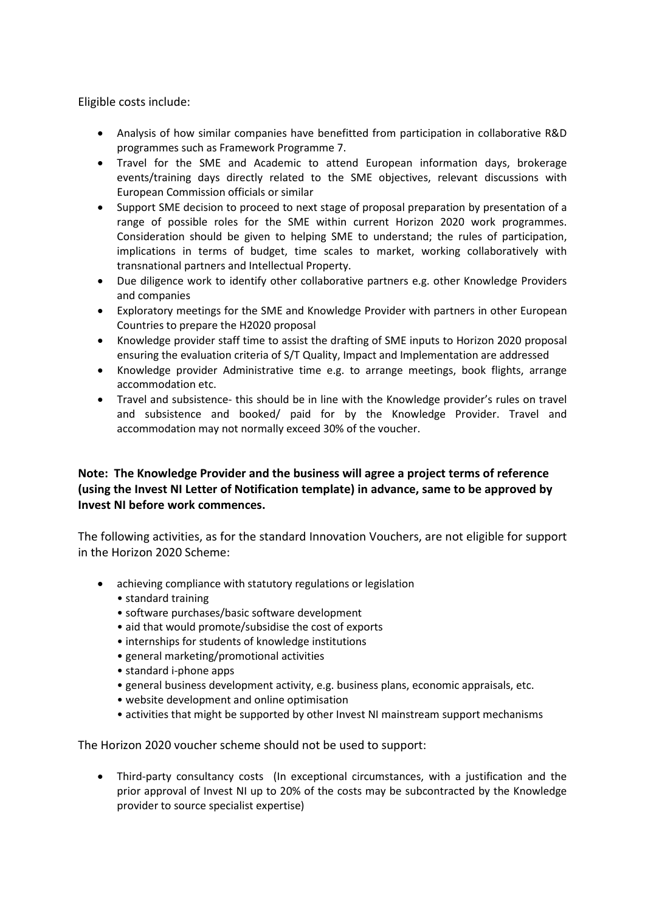Eligible costs include:

- Analysis of how similar companies have benefitted from participation in collaborative R&D programmes such as Framework Programme 7.
- Travel for the SME and Academic to attend European information days, brokerage events/training days directly related to the SME objectives, relevant discussions with European Commission officials or similar
- Support SME decision to proceed to next stage of proposal preparation by presentation of a range of possible roles for the SME within current Horizon 2020 work programmes. Consideration should be given to helping SME to understand; the rules of participation, implications in terms of budget, time scales to market, working collaboratively with transnational partners and Intellectual Property.
- Due diligence work to identify other collaborative partners e.g. other Knowledge Providers and companies
- Exploratory meetings for the SME and Knowledge Provider with partners in other European Countries to prepare the H2020 proposal
- Knowledge provider staff time to assist the drafting of SME inputs to Horizon 2020 proposal ensuring the evaluation criteria of S/T Quality, Impact and Implementation are addressed
- Knowledge provider Administrative time e.g. to arrange meetings, book flights, arrange accommodation etc.
- Travel and subsistence- this should be in line with the Knowledge provider's rules on travel and subsistence and booked/ paid for by the Knowledge Provider. Travel and accommodation may not normally exceed 30% of the voucher.

**Note: The Knowledge Provider and the business will agree a project terms of reference (using the Invest NI Letter of Notification template) in advance, same to be approved by Invest NI before work commences.**

The following activities, as for the standard Innovation Vouchers, are not eligible for support in the Horizon 2020 Scheme:

- achieving compliance with statutory regulations or legislation
  - standard training
  - software purchases/basic software development
  - aid that would promote/subsidise the cost of exports
  - internships for students of knowledge institutions
  - general marketing/promotional activities
  - standard i-phone apps
  - general business development activity, e.g. business plans, economic appraisals, etc.
  - website development and online optimisation
  - activities that might be supported by other Invest NI mainstream support mechanisms

The Horizon 2020 voucher scheme should not be used to support:

- Third-party consultancy costs (In exceptional circumstances, with a justification and the prior approval of Invest NI up to 20% of the costs may be subcontracted by the Knowledge provider to source specialist expertise)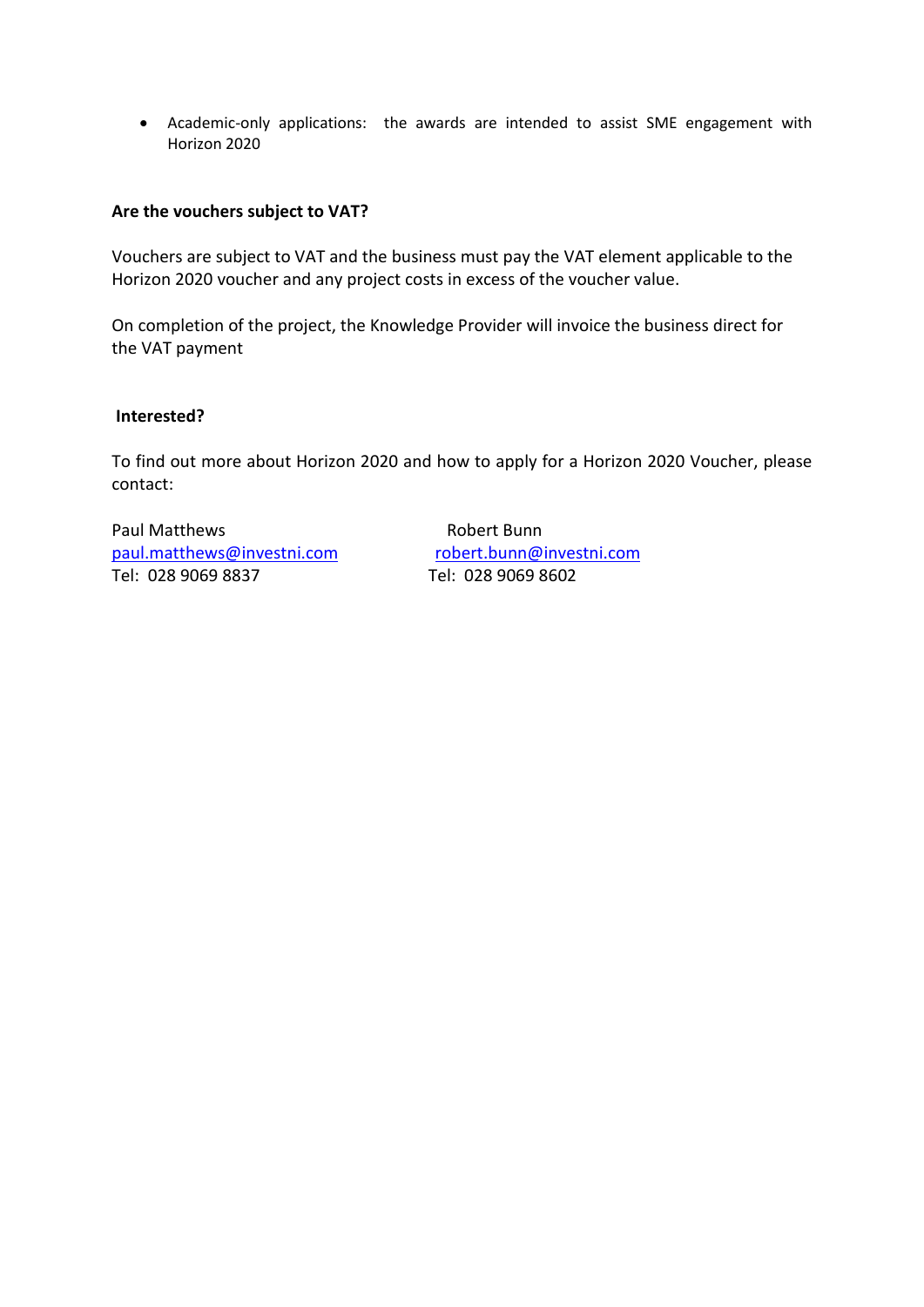- Academic-only applications: the awards are intended to assist SME engagement with Horizon 2020

**Are the vouchers subject to VAT?**

Vouchers are subject to VAT and the business must pay the VAT element applicable to the Horizon 2020 voucher and any project costs in excess of the voucher value.

On completion of the project, the Knowledge Provider will invoice the business direct for the VAT payment

**Interested?**

To find out more about Horizon 2020 and how to apply for a Horizon 2020 Voucher, please contact:

Paul Matthews
paul.matthews@investni.com
Tel: 028 9069 8837

Robert Bunn
robert.bunn@investni.com
Tel: 028 9069 8602